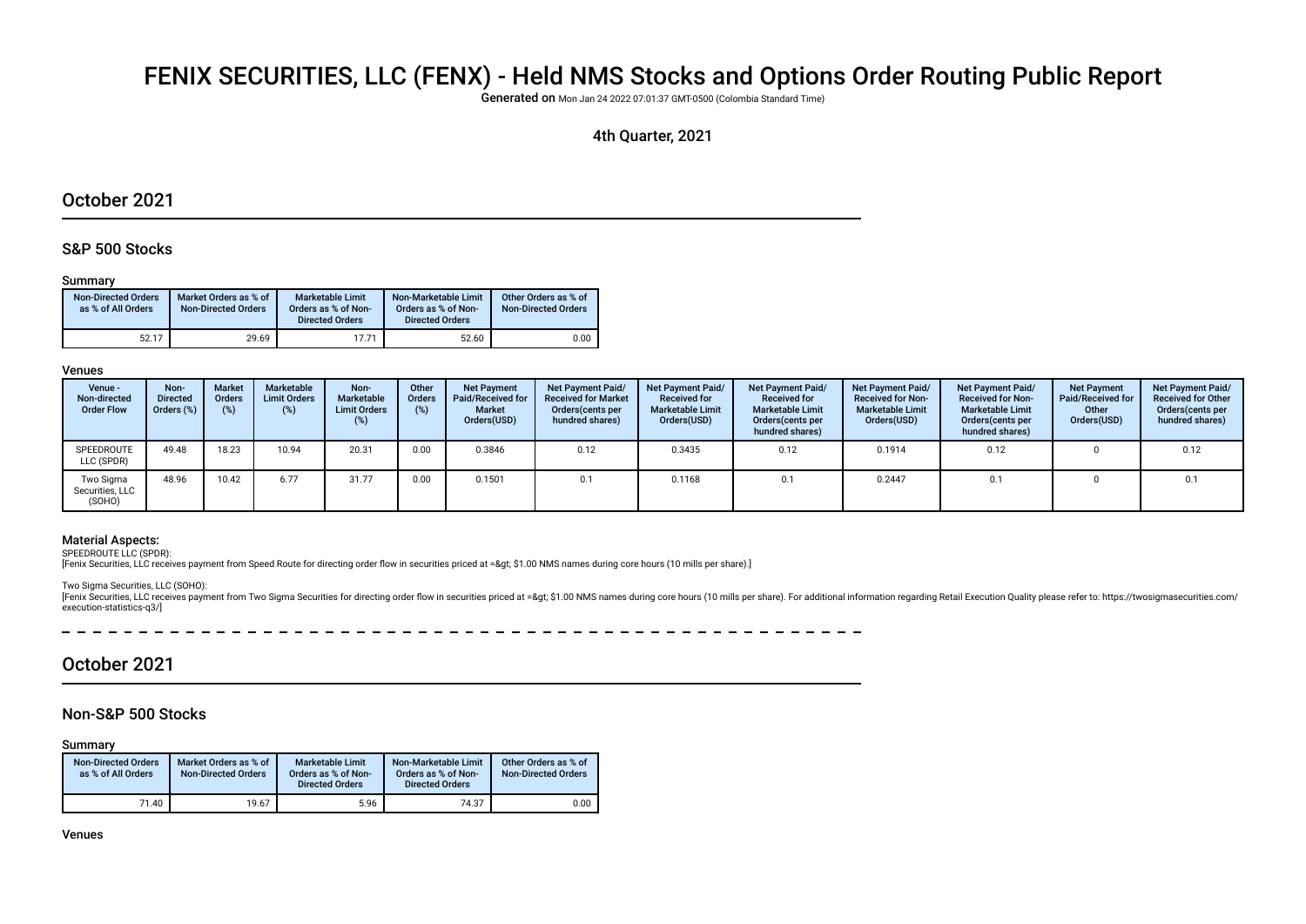# FENIX SECURITIES, LLC (FENX) - Held NMS Stocks and Options Order Routing Public Report

Generated on Mon Jan 24 2022 07:01:37 GMT-0500 (Colombia Standard Time)

4th Quarter, 2021

## October 2021

### S&P 500 Stocks

#### Summary

| Non-Directed Orders as % of All Orders | Market Orders as % of Non-Directed Orders | Marketable Limit Orders as % of Non-Directed Orders | Non-Marketable Limit Orders as % of Non-Directed Orders | Other Orders as % of Non-Directed Orders |
|---|---|---|---|---|
| 52.17 | 29.69 | 17.71 | 52.60 | 0.00 |

#### Venues

| Venue - Non-directed Order Flow | Non-Directed Orders (%) | Market Orders (%) | Marketable Limit Orders (%) | Non-Marketable Limit Orders (%) | Other Orders (%) | Net Payment Paid/Received for Market Orders(USD) | Net Payment Paid/Received for Market Orders(cents per hundred shares) | Net Payment Paid/Received for Marketable Limit Orders(USD) | Net Payment Paid/Received for Marketable Limit Orders(cents per hundred shares) | Net Payment Paid/Received for Non-Marketable Limit Orders(USD) | Net Payment Paid/Received for Non-Marketable Limit Orders(cents per hundred shares) | Net Payment Paid/Received for Other Orders(USD) | Net Payment Paid/Received for Other Orders(cents per hundred shares) |
|---|---|---|---|---|---|---|---|---|---|---|---|---|---|
| SPEEDROUTE LLC (SPDR) | 49.48 | 18.23 | 10.94 | 20.31 | 0.00 | 0.3846 | 0.12 | 0.3435 | 0.12 | 0.1914 | 0.12 | 0 | 0.12 |
| Two Sigma Securities, LLC (SOHO) | 48.96 | 10.42 | 6.77 | 31.77 | 0.00 | 0.1501 | 0.1 | 0.1168 | 0.1 | 0.2447 | 0.1 | 0 | 0.1 |

#### Material Aspects:

SPEEDROUTE LLC (SPDR):

[Fenix Securities, LLC receives payment from Speed Route for directing order flow in securities priced at =&gt; $1.00 NMS names during core hours (10 mills per share).]

Two Sigma Securities, LLC (SOHO):

[Fenix Securities, LLC receives payment from Two Sigma Securities for directing order flow in securities priced at =&gt; $1.00 NMS names during core hours (10 mills per share). For additional information regarding Retail Execution Quality please refer to: https://twosigmasecurities.com/execution-statistics-q3/]

## October 2021

### Non-S&P 500 Stocks

#### Summary

| Non-Directed Orders as % of All Orders | Market Orders as % of Non-Directed Orders | Marketable Limit Orders as % of Non-Directed Orders | Non-Marketable Limit Orders as % of Non-Directed Orders | Other Orders as % of Non-Directed Orders |
|---|---|---|---|---|
| 71.40 | 19.67 | 5.96 | 74.37 | 0.00 |

#### Venues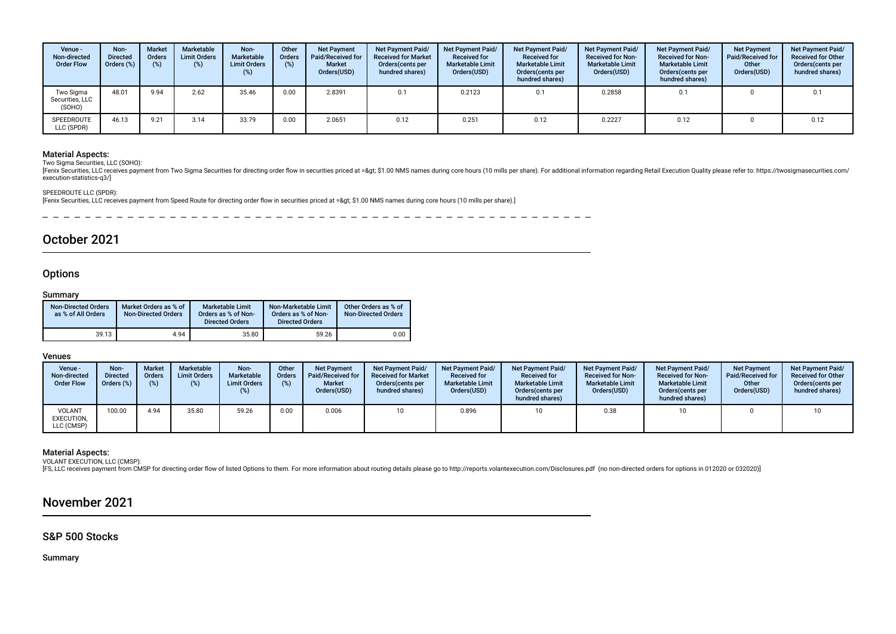| Venue - Non-directed Order Flow | Non-Directed Orders (%) | Market Orders (%) | Marketable Limit Orders (%) | Non-Marketable Limit Orders (%) | Other Orders (%) | Net Payment Paid/Received for Market Orders(USD) | Net Payment Paid/ Received for Market Orders(cents per hundred shares) | Net Payment Paid/ Received for Marketable Limit Orders(USD) | Net Payment Paid/ Received for Marketable Limit Orders(cents per hundred shares) | Net Payment Paid/ Received for Non-Marketable Limit Orders(USD) | Net Payment Paid/ Received for Non-Marketable Limit Orders(cents per hundred shares) | Net Payment Paid/Received for Other Orders(USD) | Net Payment Paid/ Received for Other Orders(cents per hundred shares) |
|---|---|---|---|---|---|---|---|---|---|---|---|---|---|
| Two Sigma Securities, LLC (SOHO) | 48.01 | 9.94 | 2.62 | 35.46 | 0.00 | 2.8391 | 0.1 | 0.2123 | 0.1 | 0.2858 | 0.1 | 0 | 0.1 |
| SPEEDROUTE LLC (SPDR) | 46.13 | 9.21 | 3.14 | 33.79 | 0.00 | 2.0651 | 0.12 | 0.251 | 0.12 | 0.2227 | 0.12 | 0 | 0.12 |

### Material Aspects:

Two Sigma Securities, LLC (SOHO):

[Fenix Securities, LLC receives payment from Two Sigma Securities for directing order flow in securities priced at =&gt; $1.00 NMS names during core hours (10 mills per share). For additional information regarding Retail Execution Quality please refer to: https://twosigmasecurities.com/execution-statistics-q3/]

SPEEDROUTE LLC (SPDR):

[Fenix Securities, LLC receives payment from Speed Route for directing order flow in securities priced at =&gt; $1.00 NMS names during core hours (10 mills per share).]

# October 2021

## Options

### Summary

| Non-Directed Orders as % of All Orders | Market Orders as % of Non-Directed Orders | Marketable Limit Orders as % of Non-Directed Orders | Non-Marketable Limit Orders as % of Non-Directed Orders | Other Orders as % of Non-Directed Orders |
|---|---|---|---|---|
| 39.13 | 4.94 | 35.80 | 59.26 | 0.00 |

### Venues

| Venue - Non-directed Order Flow | Non-Directed Orders (%) | Market Orders (%) | Marketable Limit Orders (%) | Non-Marketable Limit Orders (%) | Other Orders (%) | Net Payment Paid/Received for Market Orders(USD) | Net Payment Paid/ Received for Market Orders(cents per hundred shares) | Net Payment Paid/ Received for Marketable Limit Orders(USD) | Net Payment Paid/ Received for Marketable Limit Orders(cents per hundred shares) | Net Payment Paid/ Received for Non-Marketable Limit Orders(USD) | Net Payment Paid/ Received for Non-Marketable Limit Orders(cents per hundred shares) | Net Payment Paid/Received for Other Orders(USD) | Net Payment Paid/ Received for Other Orders(cents per hundred shares) |
|---|---|---|---|---|---|---|---|---|---|---|---|---|---|
| VOLANT EXECUTION, LLC (CMSP) | 100.00 | 4.94 | 35.80 | 59.26 | 0.00 | 0.006 | 10 | 0.896 | 10 | 0.38 | 10 | 0 | 10 |

### Material Aspects:

VOLANT EXECUTION, LLC (CMSP):

[FS, LLC receives payment from CMSP for directing order flow of listed Options to them. For more information about routing details please go to http://reports.volantexecution.com/Disclosures.pdf (no non-directed orders for options in 012020 or 032020)]

# November 2021

## S&P 500 Stocks

### Summary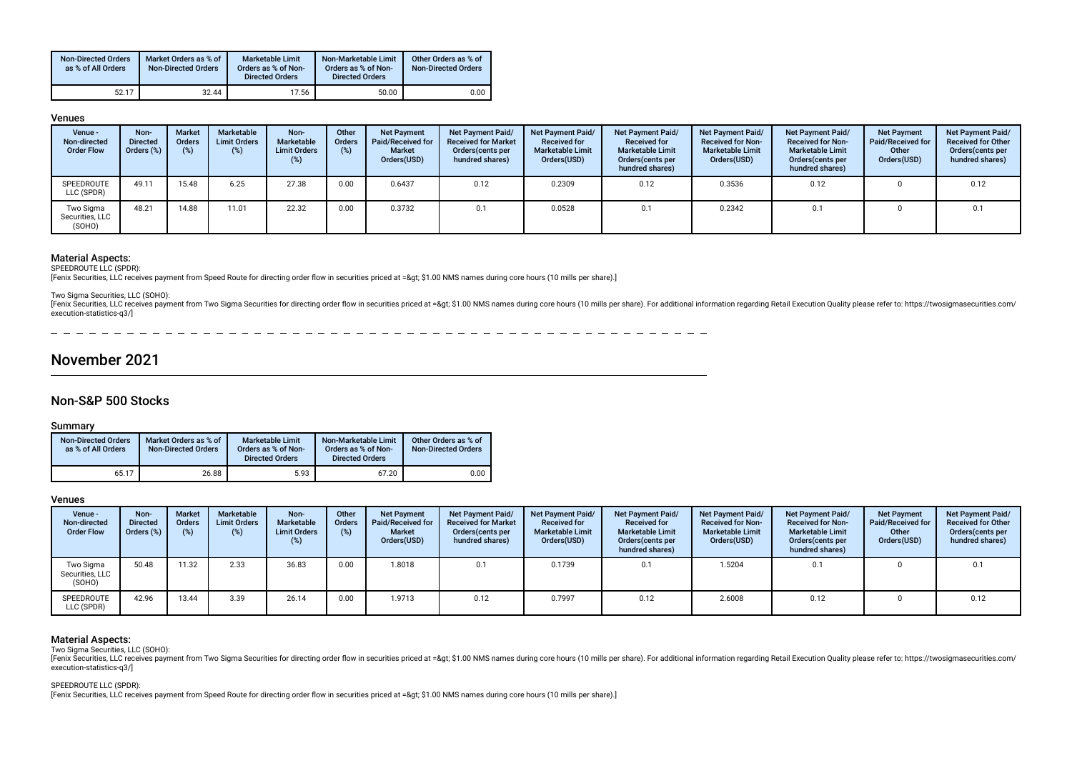| Non-Directed Orders as % of All Orders | Market Orders as % of Non-Directed Orders | Marketable Limit Orders as % of Non-Directed Orders | Non-Marketable Limit Orders as % of Non-Directed Orders | Other Orders as % of Non-Directed Orders |
|---|---|---|---|---|
| 52.17 | 32.44 | 17.56 | 50.00 | 0.00 |

### Venues

| Venue - Non-directed Order Flow | Non-Directed Orders (%) | Market Orders (%) | Marketable Limit Orders (%) | Non-Marketable Limit Orders (%) | Other Orders (%) | Net Payment Paid/Received for Market Orders(USD) | Net Payment Paid/ Received for Market Orders(cents per hundred shares) | Net Payment Paid/ Received for Marketable Limit Orders(USD) | Net Payment Paid/ Received for Marketable Limit Orders(cents per hundred shares) | Net Payment Paid/ Received for Non-Marketable Limit Orders(USD) | Net Payment Paid/ Received for Non-Marketable Limit Orders(cents per hundred shares) | Net Payment Paid/Received for Other Orders(USD) | Net Payment Paid/ Received for Other Orders(cents per hundred shares) |
|---|---|---|---|---|---|---|---|---|---|---|---|---|---|
| SPEEDROUTE LLC (SPDR) | 49.11 | 15.48 | 6.25 | 27.38 | 0.00 | 0.6437 | 0.12 | 0.2309 | 0.12 | 0.3536 | 0.12 | 0 | 0.12 |
| Two Sigma Securities, LLC (SOHO) | 48.21 | 14.88 | 11.01 | 22.32 | 0.00 | 0.3732 | 0.1 | 0.0528 | 0.1 | 0.2342 | 0.1 | 0 | 0.1 |

### Material Aspects:

SPEEDROUTE LLC (SPDR):

[Fenix Securities, LLC receives payment from Speed Route for directing order flow in securities priced at =&gt; $1.00 NMS names during core hours (10 mills per share).]

Two Sigma Securities, LLC (SOHO):

[Fenix Securities, LLC receives payment from Two Sigma Securities for directing order flow in securities priced at =&gt; $1.00 NMS names during core hours (10 mills per share). For additional information regarding Retail Execution Quality please refer to: https://twosigmasecurities.com/execution-statistics-q3/]

# November 2021

## Non-S&P 500 Stocks

### Summary

| Non-Directed Orders as % of All Orders | Market Orders as % of Non-Directed Orders | Marketable Limit Orders as % of Non-Directed Orders | Non-Marketable Limit Orders as % of Non-Directed Orders | Other Orders as % of Non-Directed Orders |
|---|---|---|---|---|
| 65.17 | 26.88 | 5.93 | 67.20 | 0.00 |

### Venues

| Venue - Non-directed Order Flow | Non-Directed Orders (%) | Market Orders (%) | Marketable Limit Orders (%) | Non-Marketable Limit Orders (%) | Other Orders (%) | Net Payment Paid/Received for Market Orders(USD) | Net Payment Paid/ Received for Market Orders(cents per hundred shares) | Net Payment Paid/ Received for Marketable Limit Orders(USD) | Net Payment Paid/ Received for Marketable Limit Orders(cents per hundred shares) | Net Payment Paid/ Received for Non-Marketable Limit Orders(USD) | Net Payment Paid/ Received for Non-Marketable Limit Orders(cents per hundred shares) | Net Payment Paid/Received for Other Orders(USD) | Net Payment Paid/ Received for Other Orders(cents per hundred shares) |
|---|---|---|---|---|---|---|---|---|---|---|---|---|---|
| Two Sigma Securities, LLC (SOHO) | 50.48 | 11.32 | 2.33 | 36.83 | 0.00 | 1.8018 | 0.1 | 0.1739 | 0.1 | 1.5204 | 0.1 | 0 | 0.1 |
| SPEEDROUTE LLC (SPDR) | 42.96 | 13.44 | 3.39 | 26.14 | 0.00 | 1.9713 | 0.12 | 0.7997 | 0.12 | 2.6008 | 0.12 | 0 | 0.12 |

### Material Aspects:

Two Sigma Securities, LLC (SOHO):

[Fenix Securities, LLC receives payment from Two Sigma Securities for directing order flow in securities priced at =&gt; $1.00 NMS names during core hours (10 mills per share). For additional information regarding Retail Execution Quality please refer to: https://twosigmasecurities.com/execution-statistics-q3/]

SPEEDROUTE LLC (SPDR):

[Fenix Securities, LLC receives payment from Speed Route for directing order flow in securities priced at =&gt; $1.00 NMS names during core hours (10 mills per share).]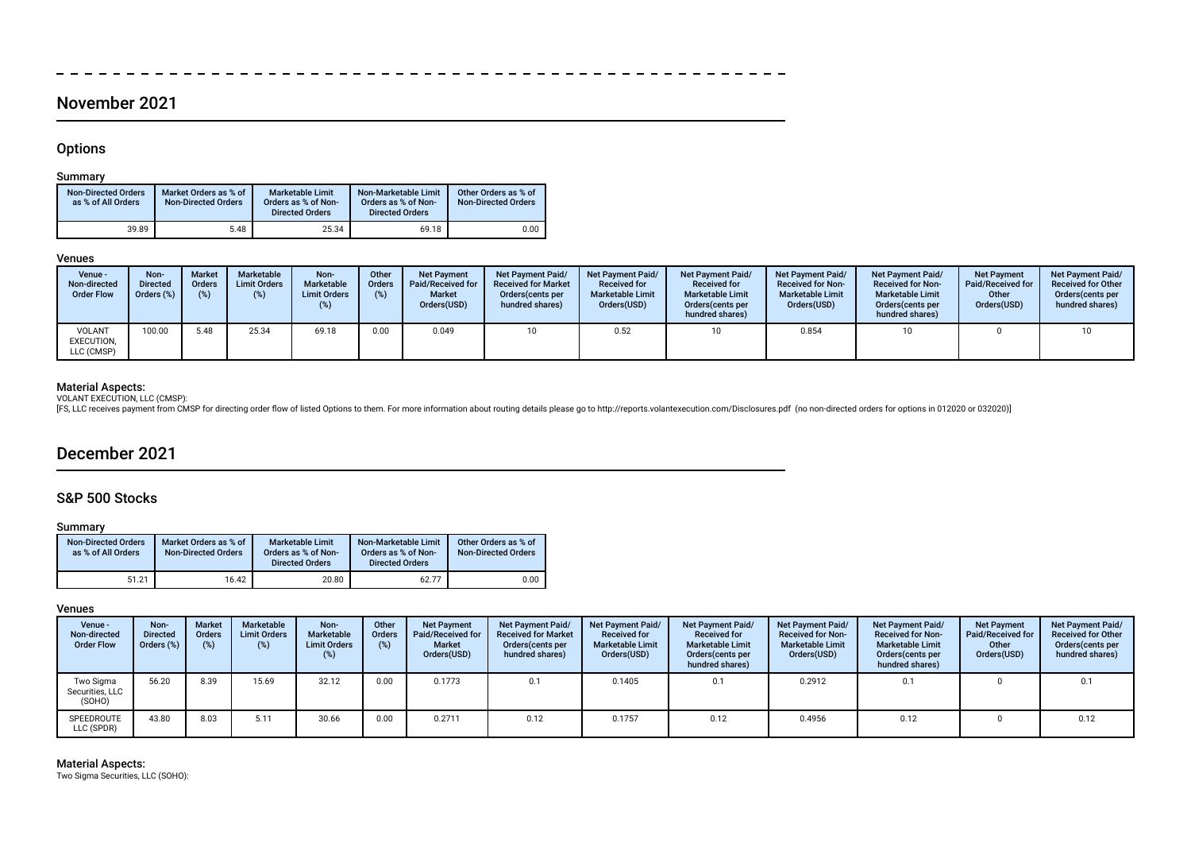## November 2021

### Options

#### Summary

| Non-Directed Orders as % of All Orders | Market Orders as % of Non-Directed Orders | Marketable Limit Orders as % of Non-Directed Orders | Non-Marketable Limit Orders as % of Non-Directed Orders | Other Orders as % of Non-Directed Orders |
|---|---|---|---|---|
| 39.89 | 5.48 | 25.34 | 69.18 | 0.00 |

#### Venues

| Venue - Non-directed Order Flow | Non-Directed Orders (%) | Market Orders (%) | Marketable Limit Orders (%) | Non-Marketable Limit Orders (%) | Other Orders (%) | Net Payment Paid/Received for Market Orders(USD) | Net Payment Paid/Received for Market Orders(cents per hundred shares) | Net Payment Paid/Received for Marketable Limit Orders(USD) | Net Payment Paid/Received for Marketable Limit Orders(cents per hundred shares) | Net Payment Paid/Received for Non-Marketable Limit Orders(USD) | Net Payment Paid/Received for Non-Marketable Limit Orders(cents per hundred shares) | Net Payment Paid/Received for Other Orders(USD) | Net Payment Paid/Received for Other Orders(cents per hundred shares) |
|---|---|---|---|---|---|---|---|---|---|---|---|---|---|
| VOLANT EXECUTION, LLC (CMSP) | 100.00 | 5.48 | 25.34 | 69.18 | 0.00 | 0.049 | 10 | 0.52 | 10 | 0.854 | 10 | 0 | 10 |

#### Material Aspects:

VOLANT EXECUTION, LLC (CMSP):

[FS, LLC receives payment from CMSP for directing order flow of listed Options to them. For more information about routing details please go to http://reports.volantexecution.com/Disclosures.pdf (no non-directed orders for options in 012020 or 032020)]

## December 2021

### S&P 500 Stocks

#### Summary

| Non-Directed Orders as % of All Orders | Market Orders as % of Non-Directed Orders | Marketable Limit Orders as % of Non-Directed Orders | Non-Marketable Limit Orders as % of Non-Directed Orders | Other Orders as % of Non-Directed Orders |
|---|---|---|---|---|
| 51.21 | 16.42 | 20.80 | 62.77 | 0.00 |

#### Venues

| Venue - Non-directed Order Flow | Non-Directed Orders (%) | Market Orders (%) | Marketable Limit Orders (%) | Non-Marketable Limit Orders (%) | Other Orders (%) | Net Payment Paid/Received for Market Orders(USD) | Net Payment Paid/Received for Market Orders(cents per hundred shares) | Net Payment Paid/Received for Marketable Limit Orders(USD) | Net Payment Paid/Received for Marketable Limit Orders(cents per hundred shares) | Net Payment Paid/Received for Non-Marketable Limit Orders(USD) | Net Payment Paid/Received for Non-Marketable Limit Orders(cents per hundred shares) | Net Payment Paid/Received for Other Orders(USD) | Net Payment Paid/Received for Other Orders(cents per hundred shares) |
|---|---|---|---|---|---|---|---|---|---|---|---|---|---|
| Two Sigma Securities, LLC (SOHO) | 56.20 | 8.39 | 15.69 | 32.12 | 0.00 | 0.1773 | 0.1 | 0.1405 | 0.1 | 0.2912 | 0.1 | 0 | 0.1 |
| SPEEDROUTE LLC (SPDR) | 43.80 | 8.03 | 5.11 | 30.66 | 0.00 | 0.2711 | 0.12 | 0.1757 | 0.12 | 0.4956 | 0.12 | 0 | 0.12 |

#### Material Aspects:

Two Sigma Securities, LLC (SOHO):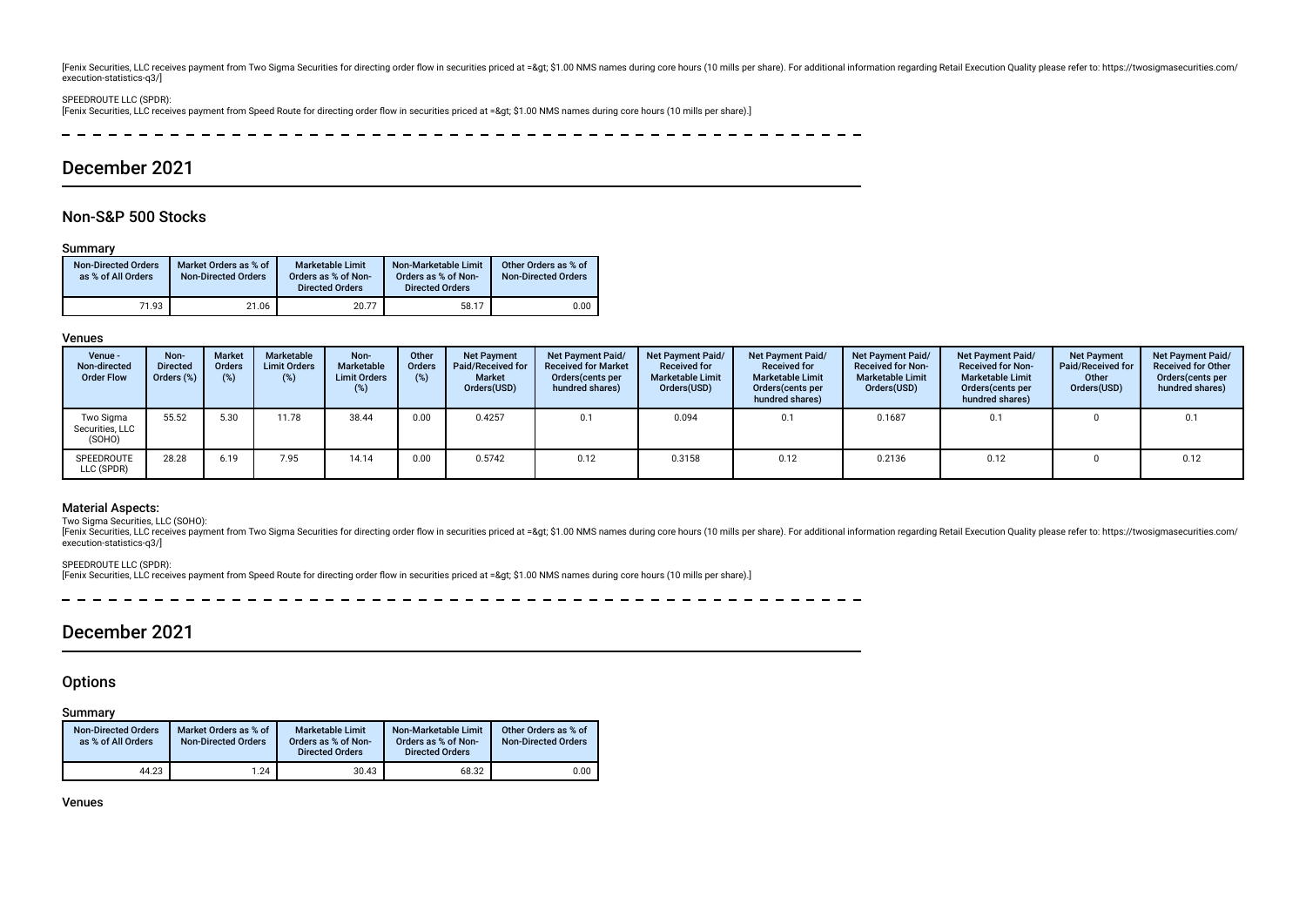[Fenix Securities, LLC receives payment from Two Sigma Securities for directing order flow in securities priced at =&gt; $1.00 NMS names during core hours (10 mills per share). For additional information regarding Retail Execution Quality please refer to: https://twosigmasecurities.com/execution-statistics-q3/]

SPEEDROUTE LLC (SPDR):
[Fenix Securities, LLC receives payment from Speed Route for directing order flow in securities priced at =&gt; $1.00 NMS names during core hours (10 mills per share).]

# December 2021

## Non-S&P 500 Stocks

### Summary

| Non-Directed Orders as % of All Orders | Market Orders as % of Non-Directed Orders | Marketable Limit Orders as % of Non-Directed Orders | Non-Marketable Limit Orders as % of Non-Directed Orders | Other Orders as % of Non-Directed Orders |
|---|---|---|---|---|
| 71.93 | 21.06 | 20.77 | 58.17 | 0.00 |

### Venues

| Venue - Non-directed Order Flow | Non-Directed Orders (%) | Market Orders (%) | Marketable Limit Orders (%) | Non-Marketable Limit Orders (%) | Other Orders (%) | Net Payment Paid/Received for Market Orders(USD) | Net Payment Paid/Received for Market Orders(cents per hundred shares) | Net Payment Paid/Received for Marketable Limit Orders(USD) | Net Payment Paid/Received for Marketable Limit Orders(cents per hundred shares) | Net Payment Paid/Received for Non-Marketable Limit Orders(USD) | Net Payment Paid/Received for Non-Marketable Limit Orders(cents per hundred shares) | Net Payment Paid/Received for Other Orders(USD) | Net Payment Paid/Received for Other Orders(cents per hundred shares) |
|---|---|---|---|---|---|---|---|---|---|---|---|---|---|
| Two Sigma Securities, LLC (SOHO) | 55.52 | 5.30 | 11.78 | 38.44 | 0.00 | 0.4257 | 0.1 | 0.094 | 0.1 | 0.1687 | 0.1 | 0 | 0.1 |
| SPEEDROUTE LLC (SPDR) | 28.28 | 6.19 | 7.95 | 14.14 | 0.00 | 0.5742 | 0.12 | 0.3158 | 0.12 | 0.2136 | 0.12 | 0 | 0.12 |

### Material Aspects:

Two Sigma Securities, LLC (SOHO):
[Fenix Securities, LLC receives payment from Two Sigma Securities for directing order flow in securities priced at =&gt; $1.00 NMS names during core hours (10 mills per share). For additional information regarding Retail Execution Quality please refer to: https://twosigmasecurities.com/execution-statistics-q3/]

SPEEDROUTE LLC (SPDR):
[Fenix Securities, LLC receives payment from Speed Route for directing order flow in securities priced at =&gt; $1.00 NMS names during core hours (10 mills per share).]

# December 2021

## Options

### Summary

| Non-Directed Orders as % of All Orders | Market Orders as % of Non-Directed Orders | Marketable Limit Orders as % of Non-Directed Orders | Non-Marketable Limit Orders as % of Non-Directed Orders | Other Orders as % of Non-Directed Orders |
|---|---|---|---|---|
| 44.23 | 1.24 | 30.43 | 68.32 | 0.00 |

### Venues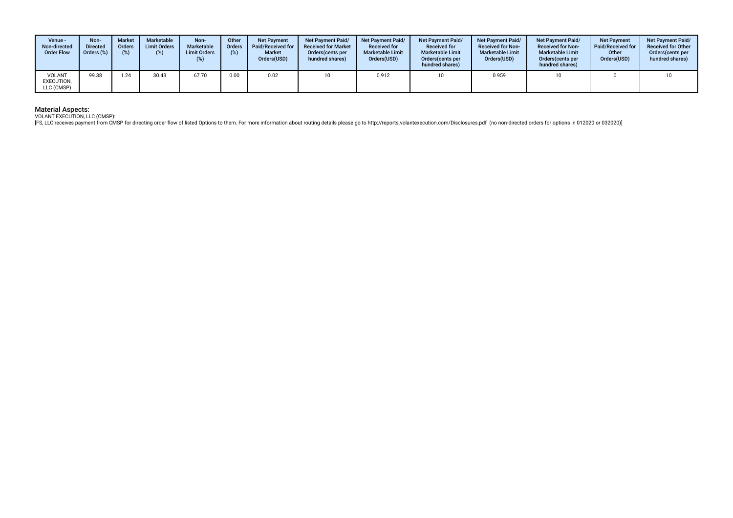| Venue - Non-directed Order Flow | Non-Directed Orders (%) | Market Orders (%) | Marketable Limit Orders (%) | Non-Marketable Limit Orders (%) | Other Orders (%) | Net Payment Paid/Received for Market Orders(USD) | Net Payment Paid/ Received for Market Orders(cents per hundred shares) | Net Payment Paid/ Received for Marketable Limit Orders(USD) | Net Payment Paid/ Received for Marketable Limit Orders(cents per hundred shares) | Net Payment Paid/ Received for Non-Marketable Limit Orders(USD) | Net Payment Paid/ Received for Non-Marketable Limit Orders(cents per hundred shares) | Net Payment Paid/Received for Other Orders(USD) | Net Payment Paid/ Received for Other Orders(cents per hundred shares) |
|---|---|---|---|---|---|---|---|---|---|---|---|---|---|
| VOLANT EXECUTION, LLC (CMSP) | 99.38 | 1.24 | 30.43 | 67.70 | 0.00 | 0.02 | 10 | 0.912 | 10 | 0.959 | 10 | 0 | 10 |

## Material Aspects:

VOLANT EXECUTION, LLC (CMSP):

[FS, LLC receives payment from CMSP for directing order flow of listed Options to them. For more information about routing details please go to http://reports.volantexecution.com/Disclosures.pdf (no non-directed orders for options in 012020 or 032020)]